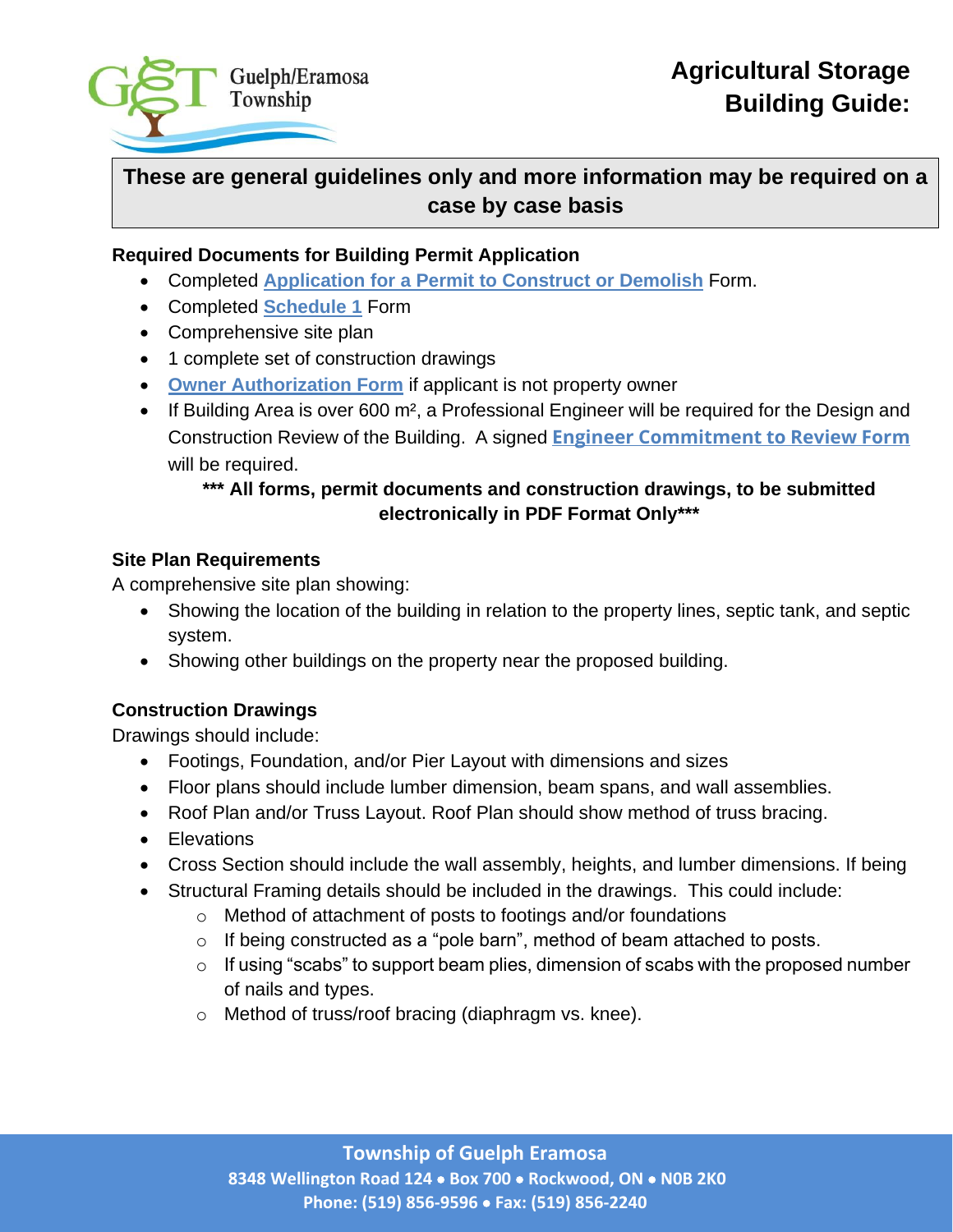Guelph/Eramosa Township

# Agricultural Storage Building Guide:

**These are general guidelines only and more information may be required on a case by case basis**

### Required Documents for Building Permit Application

- Completed **Application for a Permit to Construct or Demolish** Form.
- Completed **Schedule 1** Form
- Comprehensive site plan
- 1 complete set of construction drawings
- **Owner Authorization Form** if applicant is not property owner
- If Building Area is over 600 m², a Professional Engineer will be required for the Design and Construction Review of the Building. A signed **Engineer Commitment to Review Form** will be required.

**\*\*\* All forms, permit documents and construction drawings, to be submitted electronically in PDF Format Only\*\*\***

### Site Plan Requirements

A comprehensive site plan showing:

- Showing the location of the building in relation to the property lines, septic tank, and septic system.
- Showing other buildings on the property near the proposed building.

### Construction Drawings

Drawings should include:

- Footings, Foundation, and/or Pier Layout with dimensions and sizes
- Floor plans should include lumber dimension, beam spans, and wall assemblies.
- Roof Plan and/or Truss Layout. Roof Plan should show method of truss bracing.
- Elevations
- Cross Section should include the wall assembly, heights, and lumber dimensions. If being
- Structural Framing details should be included in the drawings. This could include:
  - Method of attachment of posts to footings and/or foundations
  - If being constructed as a "pole barn", method of beam attached to posts.
  - If using "scabs" to support beam plies, dimension of scabs with the proposed number of nails and types.
  - Method of truss/roof bracing (diaphragm vs. knee).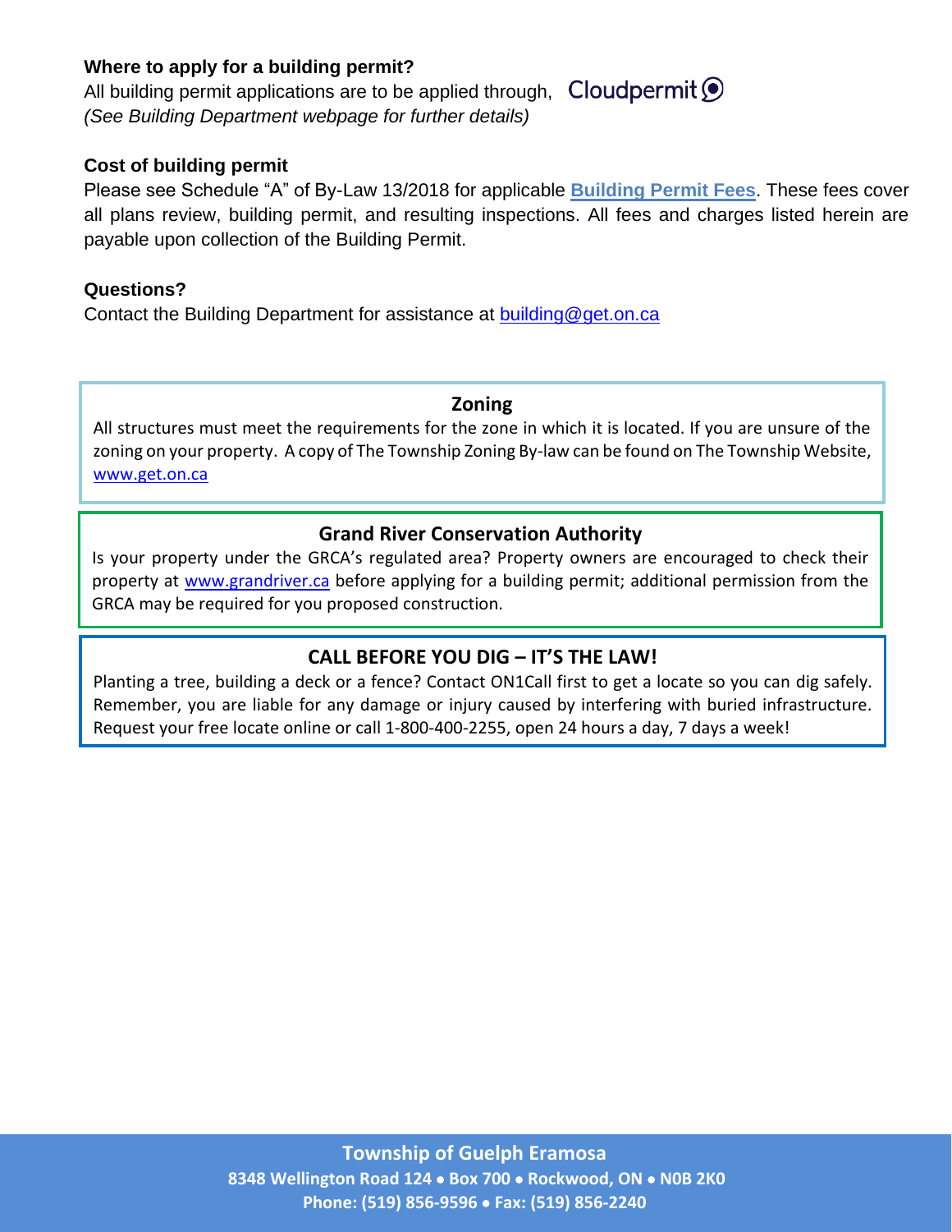**Where to apply for a building permit?**

All building permit applications are to be applied through, Cloudpermit

*(See Building Department webpage for further details)*

**Cost of building permit**

Please see Schedule "A" of By-Law 13/2018 for applicable **Building Permit Fees**. These fees cover all plans review, building permit, and resulting inspections. All fees and charges listed herein are payable upon collection of the Building Permit.

**Questions?**

Contact the Building Department for assistance at building@get.on.ca

**Zoning**

All structures must meet the requirements for the zone in which it is located. If you are unsure of the zoning on your property. A copy of The Township Zoning By-law can be found on The Township Website, www.get.on.ca

**Grand River Conservation Authority**

Is your property under the GRCA's regulated area? Property owners are encouraged to check their property at www.grandriver.ca before applying for a building permit; additional permission from the GRCA may be required for you proposed construction.

**CALL BEFORE YOU DIG – IT'S THE LAW!**

Planting a tree, building a deck or a fence? Contact ON1Call first to get a locate so you can dig safely. Remember, you are liable for any damage or injury caused by interfering with buried infrastructure. Request your free locate online or call 1-800-400-2255, open 24 hours a day, 7 days a week!

**Township of Guelph Eramosa**

**8348 Wellington Road 124 • Box 700 • Rockwood, ON • N0B 2K0**

**Phone: (519) 856-9596 • Fax: (519) 856-2240**